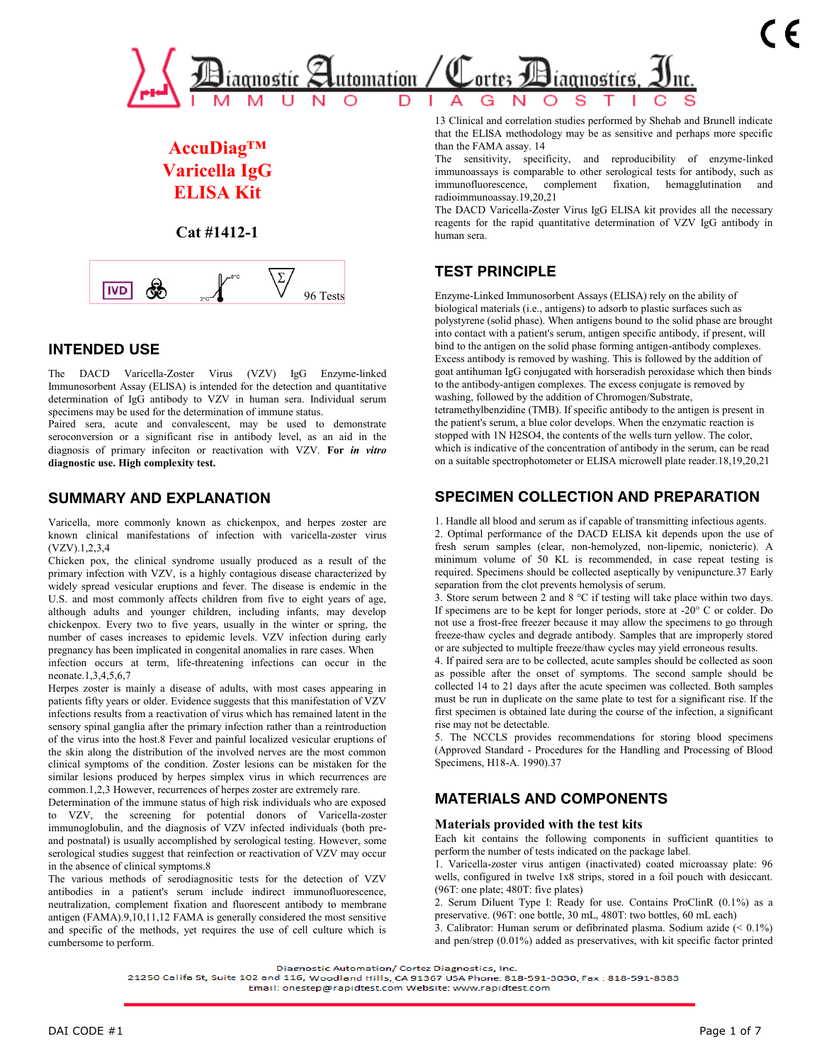# AccuDiag™ Varicella IgG ELISA Kit

**Cat #1412-1**

IVD | 2°C–8°C | Σ 96 Tests

## INTENDED USE

The DACD Varicella-Zoster Virus (VZV) IgG Enzyme-linked Immunosorbent Assay (ELISA) is intended for the detection and quantitative determination of IgG antibody to VZV in human sera. Individual serum specimens may be used for the determination of immune status.

Paired sera, acute and convalescent, may be used to demonstrate seroconversion or a significant rise in antibody level, as an aid in the diagnosis of primary infeciton or reactivation with VZV. **For *in vitro* diagnostic use. High complexity test.**

## SUMMARY AND EXPLANATION

Varicella, more commonly known as chickenpox, and herpes zoster are known clinical manifestations of infection with varicella-zoster virus (VZV).1,2,3,4

Chicken pox, the clinical syndrome usually produced as a result of the primary infection with VZV, is a highly contagious disease characterized by widely spread vesicular eruptions and fever. The disease is endemic in the U.S. and most commonly affects children from five to eight years of age, although adults and younger children, including infants, may develop chickenpox. Every two to five years, usually in the winter or spring, the number of cases increases to epidemic levels. VZV infection during early pregnancy has been implicated in congenital anomalies in rare cases. When infection occurs at term, life-threatening infections can occur in the neonate.1,3,4,5,6,7

Herpes zoster is mainly a disease of adults, with most cases appearing in patients fifty years or older. Evidence suggests that this manifestation of VZV infections results from a reactivation of virus which has remained latent in the sensory spinal ganglia after the primary infection rather than a reintroduction of the virus into the host.8 Fever and painful localized vesicular eruptions of the skin along the distribution of the involved nerves are the most common clinical symptoms of the condition. Zoster lesions can be mistaken for the similar lesions produced by herpes simplex virus in which recurrences are common.1,2,3 However, recurrences of herpes zoster are extremely rare.

Determination of the immune status of high risk individuals who are exposed to VZV, the screening for potential donors of Varicella-zoster immunoglobulin, and the diagnosis of VZV infected individuals (both pre- and postnatal) is usually accomplished by serological testing. However, some serological studies suggest that reinfection or reactivation of VZV may occur in the absence of clinical symptoms.8

The various methods of serodiagnostic tests for the detection of VZV antibodies in a patient's serum include indirect immunofluorescence, neutralization, complement fixation and fluorescent antibody to membrane antigen (FAMA).9,10,11,12 FAMA is generally considered the most sensitive and specific of the methods, yet requires the use of cell culture which is cumbersome to perform.

13 Clinical and correlation studies performed by Shehab and Brunell indicate that the ELISA methodology may be as sensitive and perhaps more specific than the FAMA assay. 14

The sensitivity, specificity, and reproducibility of enzyme-linked immunoassays is comparable to other serological tests for antibody, such as immunofluorescence, complement fixation, hemagglutination and radioimmunoassay.19,20,21

The DACD Varicella-Zoster Virus IgG ELISA kit provides all the necessary reagents for the rapid quantitative determination of VZV IgG antibody in human sera.

## TEST PRINCIPLE

Enzyme-Linked Immunosorbent Assays (ELISA) rely on the ability of biological materials (i.e., antigens) to adsorb to plastic surfaces such as polystyrene (solid phase). When antigens bound to the solid phase are brought into contact with a patient's serum, antigen specific antibody, if present, will bind to the antigen on the solid phase forming antigen-antibody complexes. Excess antibody is removed by washing. This is followed by the addition of goat antihuman IgG conjugated with horseradish peroxidase which then binds to the antibody-antigen complexes. The excess conjugate is removed by washing, followed by the addition of Chromogen/Substrate, tetramethylbenzidine (TMB). If specific antibody to the antigen is present in the patient's serum, a blue color develops. When the enzymatic reaction is stopped with 1N $H_2SO_4$, the contents of the wells turn yellow. The color, which is indicative of the concentration of antibody in the serum, can be read on a suitable spectrophotometer or ELISA microwell plate reader.18,19,20,21

## SPECIMEN COLLECTION AND PREPARATION

1. Handle all blood and serum as if capable of transmitting infectious agents.
2. Optimal performance of the DACD ELISA kit depends upon the use of fresh serum samples (clear, non-hemolyzed, non-lipemic, nonicteric). A minimum volume of 50 KL is recommended, in case repeat testing is required. Specimens should be collected aseptically by venipuncture.37 Early separation from the clot prevents hemolysis of serum.
3. Store serum between 2 and 8 °C if testing will take place within two days. If specimens are to be kept for longer periods, store at -20° C or colder. Do not use a frost-free freezer because it may allow the specimens to go through freeze-thaw cycles and degrade antibody. Samples that are improperly stored or are subjected to multiple freeze/thaw cycles may yield erroneous results.
4. If paired sera are to be collected, acute samples should be collected as soon as possible after the onset of symptoms. The second sample should be collected 14 to 21 days after the acute specimen was collected. Both samples must be run in duplicate on the same plate to test for a significant rise. If the first specimen is obtained late during the course of the infection, a significant rise may not be detectable.
5. The NCCLS provides recommendations for storing blood specimens (Approved Standard - Procedures for the Handling and Processing of Blood Specimens, H18-A. 1990).37

## MATERIALS AND COMPONENTS

### Materials provided with the test kits

Each kit contains the following components in sufficient quantities to perform the number of tests indicated on the package label.

1. Varicella-zoster virus antigen (inactivated) coated microassay plate: 96 wells, configured in twelve 1x8 strips, stored in a foil pouch with desiccant. (96T: one plate; 480T: five plates)
2. Serum Diluent Type I: Ready for use. Contains ProClinR (0.1%) as a preservative. (96T: one bottle, 30 mL, 480T: two bottles, 60 mL each)
3. Calibrator: Human serum or defibrinated plasma. Sodium azide (< 0.1%) and pen/strep (0.01%) added as preservatives, with kit specific factor printed

Diagnostic Automation/ Cortez Diagnostics, Inc.
21250 Califa St, Suite 102 and 116, Woodland Hills, CA 91367 USA Phone: 818-591-3030, Fax : 818-591-8383
Email: onestep@rapidtest.com Website: www.rapidtest.com

DAI CODE #1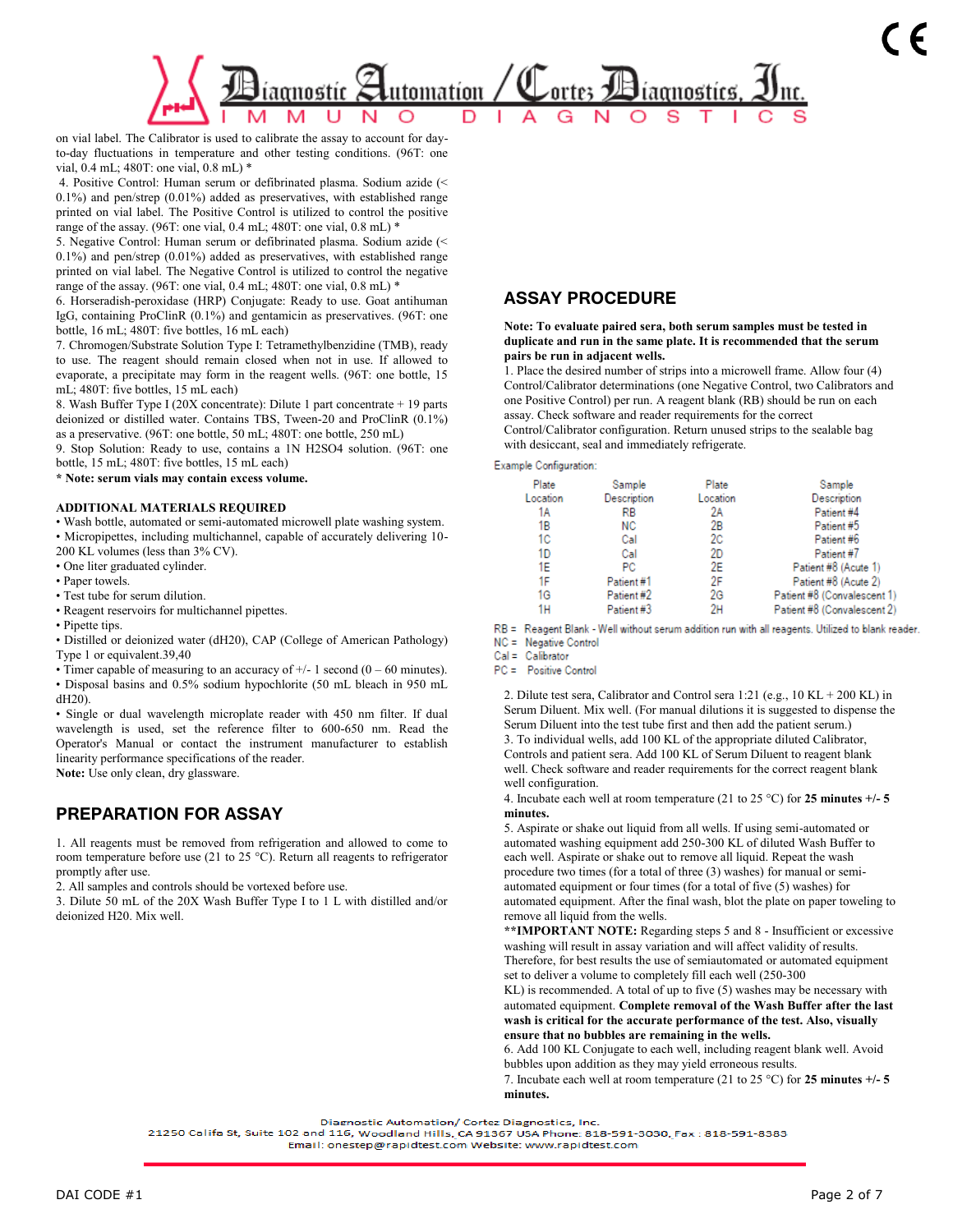on vial label. The Calibrator is used to calibrate the assay to account for day-to-day fluctuations in temperature and other testing conditions. (96T: one vial, 0.4 mL; 480T: one vial, 0.8 mL) *

4. Positive Control: Human serum or defibrinated plasma. Sodium azide (< 0.1%) and pen/strep (0.01%) added as preservatives, with established range printed on vial label. The Positive Control is utilized to control the positive range of the assay. (96T: one vial, 0.4 mL; 480T: one vial, 0.8 mL) *
5. Negative Control: Human serum or defibrinated plasma. Sodium azide (< 0.1%) and pen/strep (0.01%) added as preservatives, with established range printed on vial label. The Negative Control is utilized to control the negative range of the assay. (96T: one vial, 0.4 mL; 480T: one vial, 0.8 mL) *
6. Horseradish-peroxidase (HRP) Conjugate: Ready to use. Goat antihuman IgG, containing ProClinR (0.1%) and gentamicin as preservatives. (96T: one bottle, 16 mL; 480T: five bottles, 16 mL each)
7. Chromogen/Substrate Solution Type I: Tetramethylbenzidine (TMB), ready to use. The reagent should remain closed when not in use. If allowed to evaporate, a precipitate may form in the reagent wells. (96T: one bottle, 15 mL; 480T: five bottles, 15 mL each)
8. Wash Buffer Type I (20X concentrate): Dilute 1 part concentrate + 19 parts deionized or distilled water. Contains TBS, Tween-20 and ProClinR (0.1%) as a preservative. (96T: one bottle, 50 mL; 480T: one bottle, 250 mL)
9. Stop Solution: Ready to use, contains a 1N $H_2SO_4$ solution. (96T: one bottle, 15 mL; 480T: five bottles, 15 mL each)

**\* Note: serum vials may contain excess volume.**

**ADDITIONAL MATERIALS REQUIRED**

- Wash bottle, automated or semi-automated microwell plate washing system.
- Micropipettes, including multichannel, capable of accurately delivering 10-200 KL volumes (less than 3% CV).
- One liter graduated cylinder.
- Paper towels.
- Test tube for serum dilution.
- Reagent reservoirs for multichannel pipettes.
- Pipette tips.
- Distilled or deionized water (dH20), CAP (College of American Pathology) Type 1 or equivalent.39,40
- Timer capable of measuring to an accuracy of +/- 1 second (0 – 60 minutes).
- Disposal basins and 0.5% sodium hypochlorite (50 mL bleach in 950 mL dH20).
- Single or dual wavelength microplate reader with 450 nm filter. If dual wavelength is used, set the reference filter to 600-650 nm. Read the Operator's Manual or contact the instrument manufacturer to establish linearity performance specifications of the reader.

**Note:** Use only clean, dry glassware.

## PREPARATION FOR ASSAY

1. All reagents must be removed from refrigeration and allowed to come to room temperature before use (21 to 25 °C). Return all reagents to refrigerator promptly after use.
2. All samples and controls should be vortexed before use.
3. Dilute 50 mL of the 20X Wash Buffer Type I to 1 L with distilled and/or deionized H20. Mix well.

## ASSAY PROCEDURE

**Note: To evaluate paired sera, both serum samples must be tested in duplicate and run in the same plate. It is recommended that the serum pairs be run in adjacent wells.**

1. Place the desired number of strips into a microwell frame. Allow four (4) Control/Calibrator determinations (one Negative Control, two Calibrators and one Positive Control) per run. A reagent blank (RB) should be run on each assay. Check software and reader requirements for the correct Control/Calibrator configuration. Return unused strips to the sealable bag with desiccant, seal and immediately refrigerate.

Example Configuration:

| Plate Location | Sample Description | Plate Location | Sample Description |
|---|---|---|---|
| 1A | RB | 2A | Patient #4 |
| 1B | NC | 2B | Patient #5 |
| 1C | Cal | 2C | Patient #6 |
| 1D | Cal | 2D | Patient #7 |
| 1E | PC | 2E | Patient #8 (Acute 1) |
| 1F | Patient #1 | 2F | Patient #8 (Acute 2) |
| 1G | Patient #2 | 2G | Patient #8 (Convalescent 1) |
| 1H | Patient #3 | 2H | Patient #8 (Convalescent 2) |

RB = Reagent Blank - Well without serum addition run with all reagents. Utilized to blank reader.
NC = Negative Control
Cal = Calibrator
PC = Positive Control

2. Dilute test sera, Calibrator and Control sera 1:21 (e.g., 10 KL + 200 KL) in Serum Diluent. Mix well. (For manual dilutions it is suggested to dispense the Serum Diluent into the test tube first and then add the patient serum.)
3. To individual wells, add 100 KL of the appropriate diluted Calibrator, Controls and patient sera. Add 100 KL of Serum Diluent to reagent blank well. Check software and reader requirements for the correct reagent blank well configuration.
4. Incubate each well at room temperature (21 to 25 °C) for **25 minutes +/- 5 minutes.**
5. Aspirate or shake out liquid from all wells. If using semi-automated or automated washing equipment add 250-300 KL of diluted Wash Buffer to each well. Aspirate or shake out to remove all liquid. Repeat the wash procedure two times (for a total of three (3) washes) for manual or semi-automated equipment or four times (for a total of five (5) washes) for automated equipment. After the final wash, blot the plate on paper toweling to remove all liquid from the wells.

**\*\*IMPORTANT NOTE:** Regarding steps 5 and 8 - Insufficient or excessive washing will result in assay variation and will affect validity of results. Therefore, for best results the use of semiautomated or automated equipment set to deliver a volume to completely fill each well (250-300 KL) is recommended. A total of up to five (5) washes may be necessary with automated equipment. **Complete removal of the Wash Buffer after the last wash is critical for the accurate performance of the test. Also, visually ensure that no bubbles are remaining in the wells.**

6. Add 100 KL Conjugate to each well, including reagent blank well. Avoid bubbles upon addition as they may yield erroneous results.
7. Incubate each well at room temperature (21 to 25 °C) for **25 minutes +/- 5 minutes.**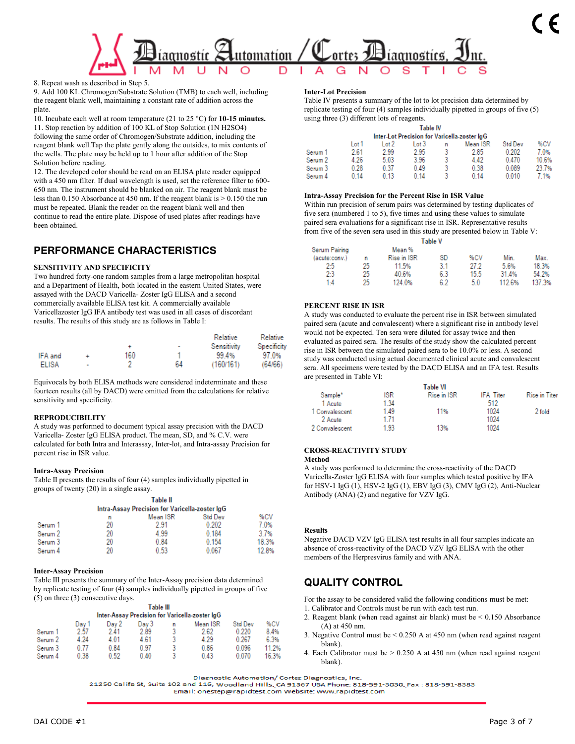8. Repeat wash as described in Step 5.
9. Add 100 KL Chromogen/Substrate Solution (TMB) to each well, including the reagent blank well, maintaining a constant rate of addition across the plate.
10. Incubate each well at room temperature (21 to 25 °C) for **10-15 minutes.**
11. Stop reaction by addition of 100 KL of Stop Solution (1N $H_2SO_4$) following the same order of Chromogen/Substrate addition, including the reagent blank well.Tap the plate gently along the outsides, to mix contents of the wells. The plate may be held up to 1 hour after addition of the Stop Solution before reading.
12. The developed color should be read on an ELISA plate reader equipped with a 450 nm filter. If dual wavelength is used, set the reference filter to 600-650 nm. The instrument should be blanked on air. The reagent blank must be less than 0.150 Absorbance at 450 nm. If the reagent blank is > 0.150 the run must be repeated. Blank the reader on the reagent blank well and then continue to read the entire plate. Dispose of used plates after readings have been obtained.

## PERFORMANCE CHARACTERISTICS

### SENSITIVITY AND SPECIFICITY

Two hundred forty-one random samples from a large metropolitan hospital and a Department of Health, both located in the eastern United States, were assayed with the DACD Varicella- Zoster IgG ELISA and a second commercially available ELISA test kit. A commercially available Varicellazoster IgG IFA antibody test was used in all cases of discordant results. The results of this study are as follows in Table I:

| | | + | - | Relative Sensitivity | Relative Specificity |
|---|---|---|---|---|---|
| IFA and ELISA | + | 160 | 1 | 99.4% (160/161) | 97.0% (64/66) |
| | - | 2 | 64 | | |

Equivocals by both ELISA methods were considered indeterminate and these fourteen results (all by DACD) were omitted from the calculations for relative sensitivity and specificity.

### REPRODUCIBILITY

A study was performed to document typical assay precision with the DACD Varicella- Zoster IgG ELISA product. The mean, SD, and % C.V. were calculated for both Intra and Interassay, Inter-lot, and Intra-assay Precision for percent rise in ISR value.

#### Intra-Assay Precision

Table II presents the results of four (4) samples individually pipetted in groups of twenty (20) in a single assay.

**Table II**
**Intra-Assay Precision for Varicella-zoster IgG**

| | n | Mean ISR | Std Dev | %CV |
|---|---|---|---|---|
| Serum 1 | 20 | 2.91 | 0.202 | 7.0% |
| Serum 2 | 20 | 4.99 | 0.184 | 3.7% |
| Serum 3 | 20 | 0.84 | 0.154 | 18.3% |
| Serum 4 | 20 | 0.53 | 0.067 | 12.8% |

#### Inter-Assay Precision

Table III presents the summary of the Inter-Assay precision data determined by replicate testing of four (4) samples individually pipetted in groups of five (5) on three (3) consecutive days.

**Table III**
**Inter-Assay Precision for Varicella-zoster IgG**

| | Day 1 | Day 2 | Day 3 | n | Mean ISR | Std Dev | %CV |
|---|---|---|---|---|---|---|---|
| Serum 1 | 2.57 | 2.41 | 2.89 | 3 | 2.62 | 0.220 | 8.4% |
| Serum 2 | 4.24 | 4.01 | 4.61 | 3 | 4.29 | 0.267 | 6.3% |
| Serum 3 | 0.77 | 0.84 | 0.97 | 3 | 0.86 | 0.096 | 11.2% |
| Serum 4 | 0.38 | 0.52 | 0.40 | 3 | 0.43 | 0.070 | 16.3% |

#### Inter-Lot Precision

Table IV presents a summary of the lot to lot precision data determined by replicate testing of four (4) samples individually pipetted in groups of five (5) using three (3) different lots of reagents.

**Table IV**
**Inter-Lot Precision for Varicella-zoster IgG**

| | Lot 1 | Lot 2 | Lot 3 | n | Mean ISR | Std Dev | %CV |
|---|---|---|---|---|---|---|---|
| Serum 1 | 2.61 | 2.99 | 2.95 | 3 | 2.85 | 0.202 | 7.0% |
| Serum 2 | 4.26 | 5.03 | 3.96 | 3 | 4.42 | 0.470 | 10.6% |
| Serum 3 | 0.28 | 0.37 | 0.49 | 3 | 0.38 | 0.089 | 23.7% |
| Serum 4 | 0.14 | 0.13 | 0.14 | 3 | 0.14 | 0.010 | 7.1% |

#### Intra-Assay Precision for the Percent Rise in ISR Value

Within run precision of serum pairs was determined by testing duplicates of five sera (numbered 1 to 5), five times and using these values to simulate paired sera evaluations for a significant rise in ISR. Representative results from five of the seven sera used in this study are presented below in Table V:

**Table V**

| Serum Pairing (acute:conv.) | n | Mean % Rise in ISR | SD | %CV | Min. | Max. |
|---|---|---|---|---|---|---|
| 2:5 | 25 | 11.5% | 3.1 | 27.2 | 5.6% | 18.3% |
| 2:3 | 25 | 40.6% | 6.3 | 15.5 | 31.4% | 54.2% |
| 1:4 | 25 | 124.0% | 6.2 | 5.0 | 112.6% | 137.3% |

### PERCENT RISE IN ISR

A study was conducted to evaluate the percent rise in ISR between simulated paired sera (acute and convalescent) where a significant rise in antibody level would not be expected. Ten sera were diluted for assay twice and then evaluated as paired sera. The results of the study show the calculated percent rise in ISR between the simulated paired sera to be 10.0% or less. A second study was conducted using actual documented clinical acute and convalescent sera. All specimens were tested by the DACD ELISA and an IFA test. Results are presented in Table VI:

**Table VI**

| Sample* | ISR | Rise in ISR | IFA Titer | Rise in Titer |
|---|---|---|---|---|
| 1 Acute | 1.34 | | 512 | |
| 1 Convalescent | 1.49 | 11% | 1024 | 2 fold |
| 2 Acute | 1.71 | | 1024 | |
| 2 Convalescent | 1.93 | 13% | 1024 | |

### CROSS-REACTIVITY STUDY

**Method**

A study was performed to determine the cross-reactivity of the DACD Varicella-Zoster IgG ELISA with four samples which tested positive by IFA for HSV-1 IgG (1), HSV-2 IgG (1), EBV IgG (3), CMV IgG (2), Anti-Nuclear Antibody (ANA) (2) and negative for VZV IgG.

**Results**

Negative DACD VZV IgG ELISA test results in all four samples indicate an absence of cross-reactivity of the DACD VZV IgG ELISA with the other members of the Herpesvirus family and with ANA.

## QUALITY CONTROL

For the assay to be considered valid the following conditions must be met:

1. Calibrator and Controls must be run with each test run.
2. Reagent blank (when read against air blank) must be < 0.150 Absorbance (A) at 450 nm.
3. Negative Control must be < 0.250 A at 450 nm (when read against reagent blank).
4. Each Calibrator must be > 0.250 A at 450 nm (when read against reagent blank).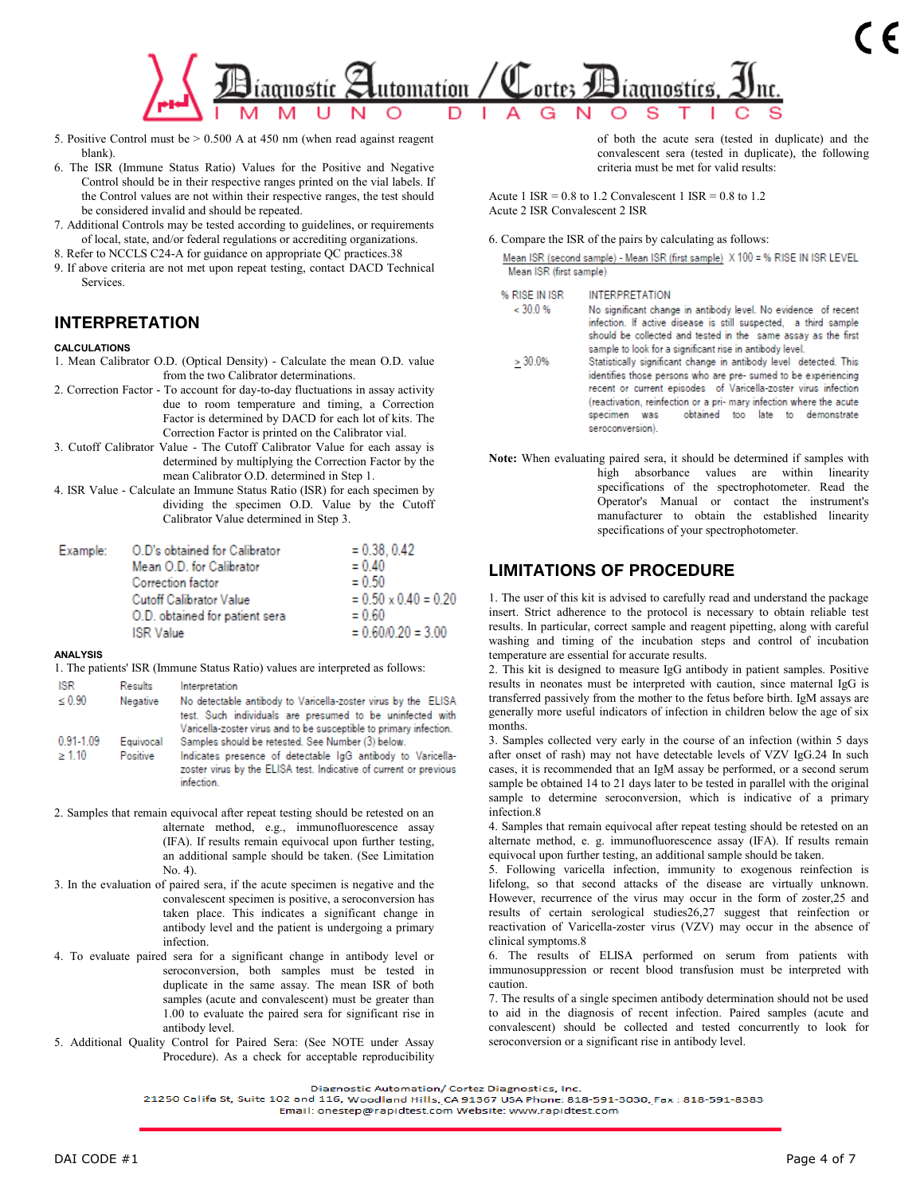5. Positive Control must be > 0.500 A at 450 nm (when read against reagent blank).
6. The ISR (Immune Status Ratio) Values for the Positive and Negative Control should be in their respective ranges printed on the vial labels. If the Control values are not within their respective ranges, the test should be considered invalid and should be repeated.
7. Additional Controls may be tested according to guidelines, or requirements of local, state, and/or federal regulations or accrediting organizations.
8. Refer to NCCLS C24-A for guidance on appropriate QC practices.38
9. If above criteria are not met upon repeat testing, contact DACD Technical Services.

## INTERPRETATION

### CALCULATIONS

1. Mean Calibrator O.D. (Optical Density) - Calculate the mean O.D. value from the two Calibrator determinations.
2. Correction Factor - To account for day-to-day fluctuations in assay activity due to room temperature and timing, a Correction Factor is determined by DACD for each lot of kits. The Correction Factor is printed on the Calibrator vial.
3. Cutoff Calibrator Value - The Cutoff Calibrator Value for each assay is determined by multiplying the Correction Factor by the mean Calibrator O.D. determined in Step 1.
4. ISR Value - Calculate an Immune Status Ratio (ISR) for each specimen by dividing the specimen O.D. Value by the Cutoff Calibrator Value determined in Step 3.

| Example: | | |
|---|---|---|
| | O.D's obtained for Calibrator | = 0.38, 0.42 |
| | Mean O.D. for Calibrator | = 0.40 |
| | Correction factor | = 0.50 |
| | Cutoff Calibrator Value | = 0.50 x 0.40 = 0.20 |
| | O.D. obtained for patient sera | = 0.60 |
| | ISR Value | = 0.60/0.20 = 3.00 |

### ANALYSIS

1. The patients' ISR (Immune Status Ratio) values are interpreted as follows:

| ISR | Results | Interpretation |
|---|---|---|
| ≤ 0.90 | Negative | No detectable antibody to Varicella-zoster virus by the ELISA test. Such individuals are presumed to be uninfected with Varicella-zoster virus and to be susceptible to primary infection. |
| 0.91-1.09 | Equivocal | Samples should be retested. See Number (3) below. |
| ≥ 1.10 | Positive | Indicates presence of detectable IgG antibody to Varicella-zoster virus by the ELISA test. Indicative of current or previous infection. |

2. Samples that remain equivocal after repeat testing should be retested on an alternate method, e.g., immunofluorescence assay (IFA). If results remain equivocal upon further testing, an additional sample should be taken. (See Limitation No. 4).
3. In the evaluation of paired sera, if the acute specimen is negative and the convalescent specimen is positive, a seroconversion has taken place. This indicates a significant change in antibody level and the patient is undergoing a primary infection.
4. To evaluate paired sera for a significant change in antibody level or seroconversion, both samples must be tested in duplicate in the same assay. The mean ISR of both samples (acute and convalescent) must be greater than 1.00 to evaluate the paired sera for significant rise in antibody level.
5. Additional Quality Control for Paired Sera: (See NOTE under Assay Procedure). As a check for acceptable reproducibility of both the acute sera (tested in duplicate) and the convalescent sera (tested in duplicate), the following criteria must be met for valid results:

Acute 1 ISR = 0.8 to 1.2 Convalescent 1 ISR = 0.8 to 1.2
Acute 2 ISR Convalescent 2 ISR

6. Compare the ISR of the pairs by calculating as follows:

$$\frac{\text{Mean ISR (second sample)} - \text{Mean ISR (first sample)}}{\text{Mean ISR (first sample)}} \times 100 = \text{\% RISE IN ISR LEVEL}$$

| % RISE IN ISR | INTERPRETATION |
|---|---|
| < 30.0 % | No significant change in antibody level. No evidence of recent infection. If active disease is still suspected, a third sample should be collected and tested in the same assay as the first sample to look for a significant rise in antibody level. |
| ≥ 30.0% | Statistically significant change in antibody level detected. This identifies those persons who are pre- sumed to be experiencing recent or current episodes of Varicella-zoster virus infection (reactivation, reinfection or a pri- mary infection where the acute specimen was obtained too late to demonstrate seroconversion). |

**Note:** When evaluating paired sera, it should be determined if samples with high absorbance values are within linearity specifications of the spectrophotometer. Read the Operator's Manual or contact the instrument's manufacturer to obtain the established linearity specifications of your spectrophotometer.

## LIMITATIONS OF PROCEDURE

1. The user of this kit is advised to carefully read and understand the package insert. Strict adherence to the protocol is necessary to obtain reliable test results. In particular, correct sample and reagent pipetting, along with careful washing and timing of the incubation steps and control of incubation temperature are essential for accurate results.
2. This kit is designed to measure IgG antibody in patient samples. Positive results in neonates must be interpreted with caution, since maternal IgG is transferred passively from the mother to the fetus before birth. IgM assays are generally more useful indicators of infection in children below the age of six months.
3. Samples collected very early in the course of an infection (within 5 days after onset of rash) may not have detectable levels of VZV IgG.24 In such cases, it is recommended that an IgM assay be performed, or a second serum sample be obtained 14 to 21 days later to be tested in parallel with the original sample to determine seroconversion, which is indicative of a primary infection.8
4. Samples that remain equivocal after repeat testing should be retested on an alternate method, e. g. immunofluorescence assay (IFA). If results remain equivocal upon further testing, an additional sample should be taken.
5. Following varicella infection, immunity to exogenous reinfection is lifelong, so that second attacks of the disease are virtually unknown. However, recurrence of the virus may occur in the form of zoster,25 and results of certain serological studies26,27 suggest that reinfection or reactivation of Varicella-zoster virus (VZV) may occur in the absence of clinical symptoms.8
6. The results of ELISA performed on serum from patients with immunosuppression or recent blood transfusion must be interpreted with caution.
7. The results of a single specimen antibody determination should not be used to aid in the diagnosis of recent infection. Paired samples (acute and convalescent) should be collected and tested concurrently to look for seroconversion or a significant rise in antibody level.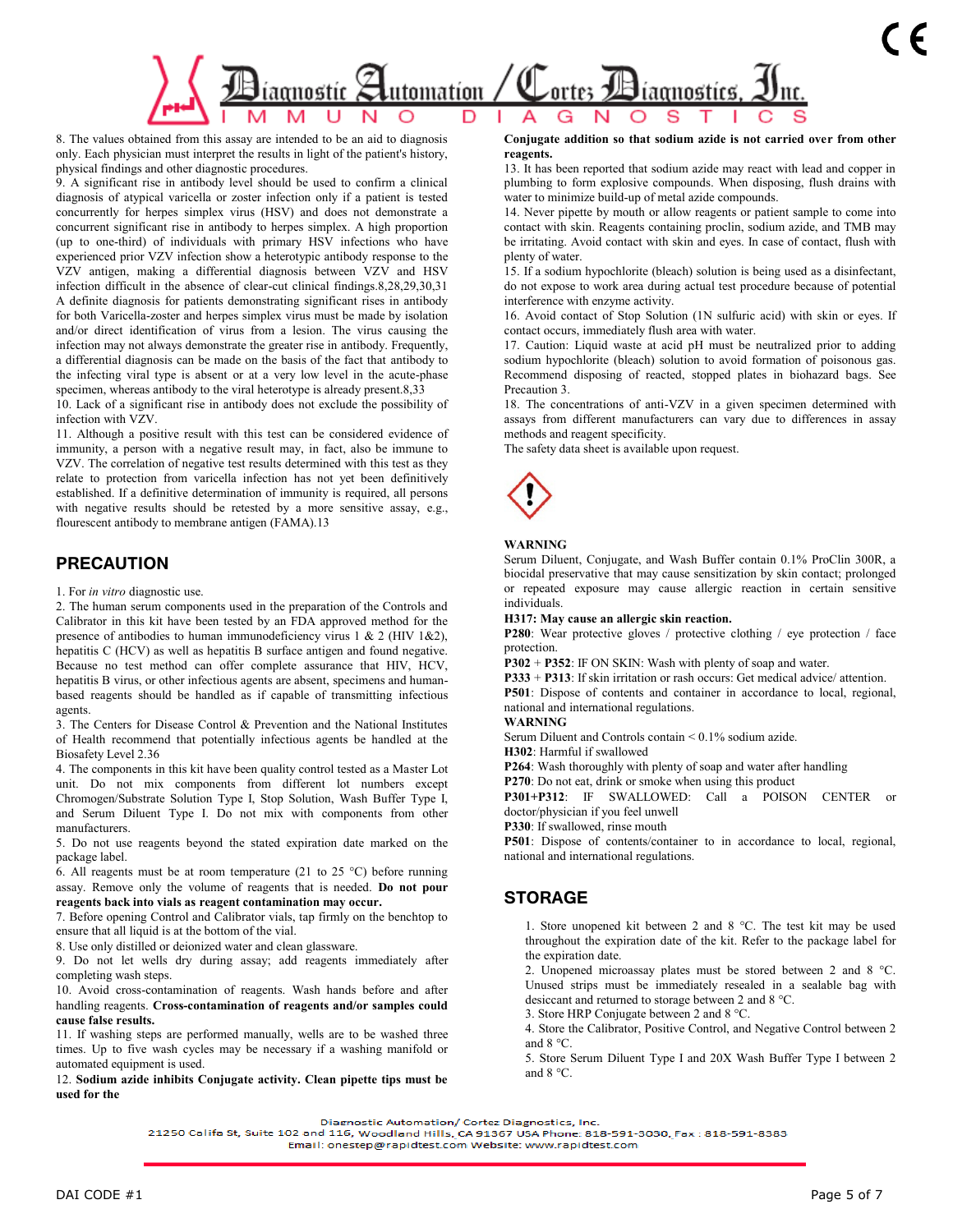8. The values obtained from this assay are intended to be an aid to diagnosis only. Each physician must interpret the results in light of the patient's history, physical findings and other diagnostic procedures.

9. A significant rise in antibody level should be used to confirm a clinical diagnosis of atypical varicella or zoster infection only if a patient is tested concurrently for herpes simplex virus (HSV) and does not demonstrate a concurrent significant rise in antibody to herpes simplex. A high proportion (up to one-third) of individuals with primary HSV infections who have experienced prior VZV infection show a heterotypic antibody response to the VZV antigen, making a differential diagnosis between VZV and HSV infection difficult in the absence of clear-cut clinical findings.8,28,29,30,31 A definite diagnosis for patients demonstrating significant rises in antibody for both Varicella-zoster and herpes simplex virus must be made by isolation and/or direct identification of virus from a lesion. The virus causing the infection may not always demonstrate the greater rise in antibody. Frequently, a differential diagnosis can be made on the basis of the fact that antibody to the infecting viral type is absent or at a very low level in the acute-phase specimen, whereas antibody to the viral heterotype is already present.8,33

10. Lack of a significant rise in antibody does not exclude the possibility of infection with VZV.

11. Although a positive result with this test can be considered evidence of immunity, a person with a negative result may, in fact, also be immune to VZV. The correlation of negative test results determined with this test as they relate to protection from varicella infection has not yet been definitively established. If a definitive determination of immunity is required, all persons with negative results should be retested by a more sensitive assay, e.g., flourescent antibody to membrane antigen (FAMA).13

## PRECAUTION

1. For *in vitro* diagnostic use.
2. The human serum components used in the preparation of the Controls and Calibrator in this kit have been tested by an FDA approved method for the presence of antibodies to human immunodeficiency virus 1 & 2 (HIV 1&2), hepatitis C (HCV) as well as hepatitis B surface antigen and found negative. Because no test method can offer complete assurance that HIV, HCV, hepatitis B virus, or other infectious agents are absent, specimens and human-based reagents should be handled as if capable of transmitting infectious agents.
3. The Centers for Disease Control & Prevention and the National Institutes of Health recommend that potentially infectious agents be handled at the Biosafety Level 2.36
4. The components in this kit have been quality control tested as a Master Lot unit. Do not mix components from different lot numbers except Chromogen/Substrate Solution Type I, Stop Solution, Wash Buffer Type I, and Serum Diluent Type I. Do not mix with components from other manufacturers.
5. Do not use reagents beyond the stated expiration date marked on the package label.
6. All reagents must be at room temperature (21 to 25 °C) before running assay. Remove only the volume of reagents that is needed. **Do not pour reagents back into vials as reagent contamination may occur.**
7. Before opening Control and Calibrator vials, tap firmly on the benchtop to ensure that all liquid is at the bottom of the vial.
8. Use only distilled or deionized water and clean glassware.
9. Do not let wells dry during assay; add reagents immediately after completing wash steps.
10. Avoid cross-contamination of reagents. Wash hands before and after handling reagents. **Cross-contamination of reagents and/or samples could cause false results.**
11. If washing steps are performed manually, wells are to be washed three times. Up to five wash cycles may be necessary if a washing manifold or automated equipment is used.
12. **Sodium azide inhibits Conjugate activity. Clean pipette tips must be used for the Conjugate addition so that sodium azide is not carried over from other reagents.**
13. It has been reported that sodium azide may react with lead and copper in plumbing to form explosive compounds. When disposing, flush drains with water to minimize build-up of metal azide compounds.
14. Never pipette by mouth or allow reagents or patient sample to come into contact with skin. Reagents containing proclin, sodium azide, and TMB may be irritating. Avoid contact with skin and eyes. In case of contact, flush with plenty of water.
15. If a sodium hypochlorite (bleach) solution is being used as a disinfectant, do not expose to work area during actual test procedure because of potential interference with enzyme activity.
16. Avoid contact of Stop Solution (1N sulfuric acid) with skin or eyes. If contact occurs, immediately flush area with water.
17. Caution: Liquid waste at acid pH must be neutralized prior to adding sodium hypochlorite (bleach) solution to avoid formation of poisonous gas. Recommend disposing of reacted, stopped plates in biohazard bags. See Precaution 3.
18. The concentrations of anti-VZV in a given specimen determined with assays from different manufacturers can vary due to differences in assay methods and reagent specificity.

The safety data sheet is available upon request.

**WARNING**

Serum Diluent, Conjugate, and Wash Buffer contain 0.1% ProClin 300R, a biocidal preservative that may cause sensitization by skin contact; prolonged or repeated exposure may cause allergic reaction in certain sensitive individuals.

**H317: May cause an allergic skin reaction.**

**P280**: Wear protective gloves / protective clothing / eye protection / face protection.

**P302** + **P352**: IF ON SKIN: Wash with plenty of soap and water.

**P333** + **P313**: If skin irritation or rash occurs: Get medical advice/ attention.

**P501**: Dispose of contents and container in accordance to local, regional, national and international regulations.

**WARNING**

Serum Diluent and Controls contain < 0.1% sodium azide.

**H302**: Harmful if swallowed

**P264**: Wash thoroughly with plenty of soap and water after handling

**P270**: Do not eat, drink or smoke when using this product

**P301+P312**: IF SWALLOWED: Call a POISON CENTER or doctor/physician if you feel unwell

**P330**: If swallowed, rinse mouth

**P501**: Dispose of contents/container to in accordance to local, regional, national and international regulations.

## STORAGE

1. Store unopened kit between 2 and 8 °C. The test kit may be used throughout the expiration date of the kit. Refer to the package label for the expiration date.
2. Unopened microassay plates must be stored between 2 and 8 °C. Unused strips must be immediately resealed in a sealable bag with desiccant and returned to storage between 2 and 8 °C.
3. Store HRP Conjugate between 2 and 8 °C.
4. Store the Calibrator, Positive Control, and Negative Control between 2 and 8 °C.
5. Store Serum Diluent Type I and 20X Wash Buffer Type I between 2 and 8 °C.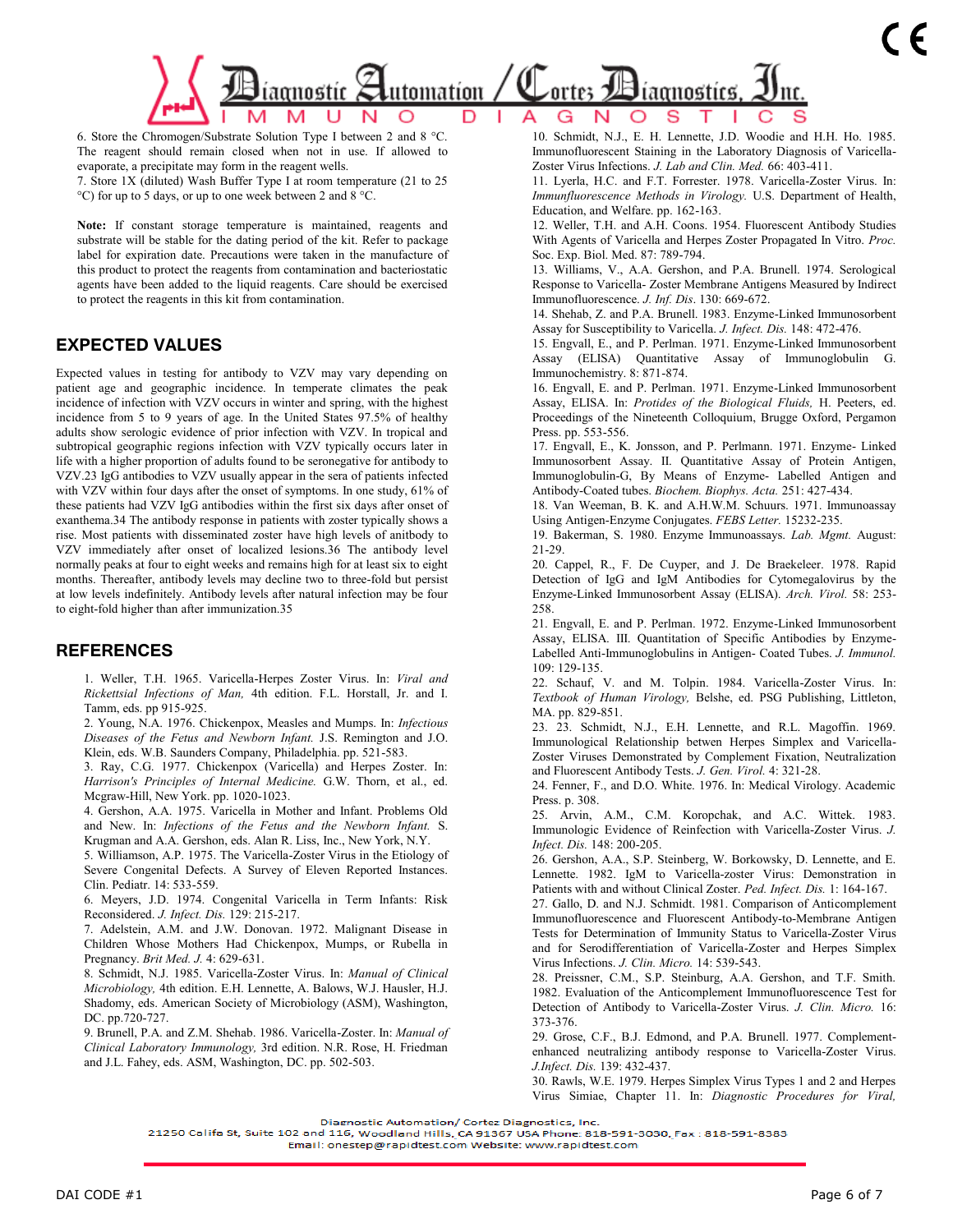6. Store the Chromogen/Substrate Solution Type I between 2 and 8 °C. The reagent should remain closed when not in use. If allowed to evaporate, a precipitate may form in the reagent wells.

7. Store 1X (diluted) Wash Buffer Type I at room temperature (21 to 25 °C) for up to 5 days, or up to one week between 2 and 8 °C.

**Note:** If constant storage temperature is maintained, reagents and substrate will be stable for the dating period of the kit. Refer to package label for expiration date. Precautions were taken in the manufacture of this product to protect the reagents from contamination and bacteriostatic agents have been added to the liquid reagents. Care should be exercised to protect the reagents in this kit from contamination.

## EXPECTED VALUES

Expected values in testing for antibody to VZV may vary depending on patient age and geographic incidence. In temperate climates the peak incidence of infection with VZV occurs in winter and spring, with the highest incidence from 5 to 9 years of age. In the United States 97.5% of healthy adults show serologic evidence of prior infection with VZV. In tropical and subtropical geographic regions infection with VZV typically occurs later in life with a higher proportion of adults found to be seronegative for antibody to VZV.23 IgG antibodies to VZV usually appear in the sera of patients infected with VZV within four days after the onset of symptoms. In one study, 61% of these patients had VZV IgG antibodies within the first six days after onset of exanthema.34 The antibody response in patients with zoster typically shows a rise. Most patients with disseminated zoster have high levels of anitbody to VZV immediately after onset of localized lesions.36 The antibody level normally peaks at four to eight weeks and remains high for at least six to eight months. Thereafter, antibody levels may decline two to three-fold but persist at low levels indefinitely. Antibody levels after natural infection may be four to eight-fold higher than after immunization.35

## REFERENCES

1. Weller, T.H. 1965. Varicella-Herpes Zoster Virus. In: *Viral and Rickettsial Infections of Man,* 4th edition. F.L. Horstall, Jr. and I. Tamm, eds. pp 915-925.
2. Young, N.A. 1976. Chickenpox, Measles and Mumps. In: *Infectious Diseases of the Fetus and Newborn Infant.* J.S. Remington and J.O. Klein, eds. W.B. Saunders Company, Philadelphia. pp. 521-583.
3. Ray, C.G. 1977. Chickenpox (Varicella) and Herpes Zoster. In: *Harrison's Principles of Internal Medicine.* G.W. Thorn, et al., ed. Mcgraw-Hill, New York. pp. 1020-1023.
4. Gershon, A.A. 1975. Varicella in Mother and Infant. Problems Old and New. In: *Infections of the Fetus and the Newborn Infant.* S. Krugman and A.A. Gershon, eds. Alan R. Liss, Inc., New York, N.Y.
5. Williamson, A.P. 1975. The Varicella-Zoster Virus in the Etiology of Severe Congenital Defects. A Survey of Eleven Reported Instances. Clin. Pediatr. 14: 533-559.
6. Meyers, J.D. 1974. Congenital Varicella in Term Infants: Risk Reconsidered. *J. Infect. Dis.* 129: 215-217.
7. Adelstein, A.M. and J.W. Donovan. 1972. Malignant Disease in Children Whose Mothers Had Chickenpox, Mumps, or Rubella in Pregnancy. *Brit Med. J.* 4: 629-631.
8. Schmidt, N.J. 1985. Varicella-Zoster Virus. In: *Manual of Clinical Microbiology,* 4th edition. E.H. Lennette, A. Balows, W.J. Hausler, H.J. Shadomy, eds. American Society of Microbiology (ASM), Washington, DC. pp.720-727.
9. Brunell, P.A. and Z.M. Shehab. 1986. Varicella-Zoster. In: *Manual of Clinical Laboratory Immunology,* 3rd edition. N.R. Rose, H. Friedman and J.L. Fahey, eds. ASM, Washington, DC. pp. 502-503.
10. Schmidt, N.J., E. H. Lennette, J.D. Woodie and H.H. Ho. 1985. Immunofluorescent Staining in the Laboratory Diagnosis of Varicella-Zoster Virus Infections. *J. Lab and Clin. Med.* 66: 403-411.
11. Lyerla, H.C. and F.T. Forrester. 1978. Varicella-Zoster Virus. In: *Immunfluorescence Methods in Virology.* U.S. Department of Health, Education, and Welfare. pp. 162-163.
12. Weller, T.H. and A.H. Coons. 1954. Fluorescent Antibody Studies With Agents of Varicella and Herpes Zoster Propagated In Vitro. *Proc.* Soc. Exp. Biol. Med. 87: 789-794.
13. Williams, V., A.A. Gershon, and P.A. Brunell. 1974. Serological Response to Varicella- Zoster Membrane Antigens Measured by Indirect Immunofluorescence. *J. Inf. Dis*. 130: 669-672.
14. Shehab, Z. and P.A. Brunell. 1983. Enzyme-Linked Immunosorbent Assay for Susceptibility to Varicella. *J. Infect. Dis.* 148: 472-476.
15. Engvall, E., and P. Perlman. 1971. Enzyme-Linked Immunosorbent Assay (ELISA) Quantitative Assay of Immunoglobulin G. Immunochemistry. 8: 871-874.
16. Engvall, E. and P. Perlman. 1971. Enzyme-Linked Immunosorbent Assay, ELISA. In: *Protides of the Biological Fluids,* H. Peeters, ed. Proceedings of the Nineteenth Colloquium, Brugge Oxford, Pergamon Press. pp. 553-556.
17. Engvall, E., K. Jonsson, and P. Perlmann. 1971. Enzyme- Linked Immunosorbent Assay. II. Quantitative Assay of Protein Antigen, Immunoglobulin-G, By Means of Enzyme- Labelled Antigen and Antibody-Coated tubes. *Biochem. Biophys. Acta.* 251: 427-434.
18. Van Weeman, B. K. and A.H.W.M. Schuurs. 1971. Immunoassay Using Antigen-Enzyme Conjugates. *FEBS Letter.* 15232-235.
19. Bakerman, S. 1980. Enzyme Immunoassays. *Lab. Mgmt.* August: 21-29.
20. Cappel, R., F. De Cuyper, and J. De Braekeleer. 1978. Rapid Detection of IgG and IgM Antibodies for Cytomegalovirus by the Enzyme-Linked Immunosorbent Assay (ELISA). *Arch. Virol.* 58: 253-258.
21. Engvall, E. and P. Perlman. 1972. Enzyme-Linked Immunosorbent Assay, ELISA. III. Quantitation of Specific Antibodies by Enzyme-Labelled Anti-Immunoglobulins in Antigen- Coated Tubes. *J. Immunol.* 109: 129-135.
22. Schauf, V. and M. Tolpin. 1984. Varicella-Zoster Virus. In: *Textbook of Human Virology,* Belshe, ed. PSG Publishing, Littleton, MA. pp. 829-851.
23. 23. Schmidt, N.J., E.H. Lennette, and R.L. Magoffin. 1969. Immunological Relationship betwen Herpes Simplex and Varicella-Zoster Viruses Demonstrated by Complement Fixation, Neutralization and Fluorescent Antibody Tests. *J. Gen. Virol.* 4: 321-28.
24. Fenner, F., and D.O. White. 1976. In: Medical Virology. Academic Press. p. 308.
25. Arvin, A.M., C.M. Koropchak, and A.C. Wittek. 1983. Immunologic Evidence of Reinfection with Varicella-Zoster Virus. *J. Infect. Dis.* 148: 200-205.
26. Gershon, A.A., S.P. Steinberg, W. Borkowsky, D. Lennette, and E. Lennette. 1982. IgM to Varicella-zoster Virus: Demonstration in Patients with and without Clinical Zoster. *Ped. Infect. Dis.* 1: 164-167.
27. Gallo, D. and N.J. Schmidt. 1981. Comparison of Anticomplement Immunofluorescence and Fluorescent Antibody-to-Membrane Antigen Tests for Determination of Immunity Status to Varicella-Zoster Virus and for Serodifferentiation of Varicella-Zoster and Herpes Simplex Virus Infections. *J. Clin. Micro.* 14: 539-543.
28. Preissner, C.M., S.P. Steinburg, A.A. Gershon, and T.F. Smith. 1982. Evaluation of the Anticomplement Immunofluorescence Test for Detection of Antibody to Varicella-Zoster Virus. *J. Clin. Micro.* 16: 373-376.
29. Grose, C.F., B.J. Edmond, and P.A. Brunell. 1977. Complement-enhanced neutralizing antibody response to Varicella-Zoster Virus. *J.Infect. Dis.* 139: 432-437.
30. Rawls, W.E. 1979. Herpes Simplex Virus Types 1 and 2 and Herpes Virus Simiae, Chapter 11. In: *Diagnostic Procedures for Viral,*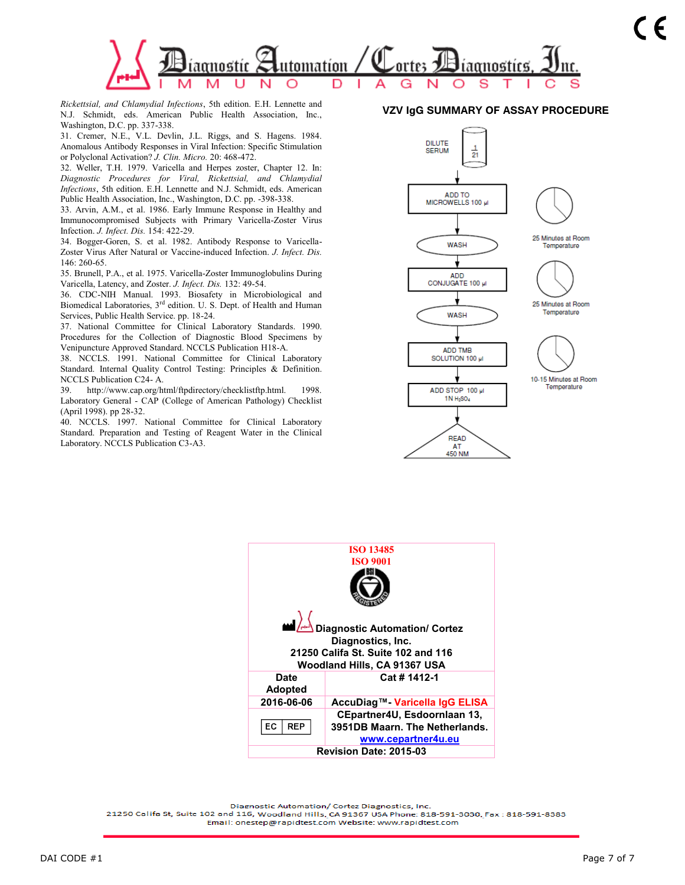*Rickettsial, and Chlamydial Infections*, 5th edition. E.H. Lennette and N.J. Schmidt, eds. American Public Health Association, Inc., Washington, D.C. pp. 337-338.

31. Cremer, N.E., V.L. Devlin, J.L. Riggs, and S. Hagens. 1984. Anomalous Antibody Responses in Viral Infection: Specific Stimulation or Polyclonal Activation? *J. Clin. Micro.* 20: 468-472.

32. Weller, T.H. 1979. Varicella and Herpes zoster, Chapter 12. In: *Diagnostic Procedures for Viral, Rickettsial, and Chlamydial Infections*, 5th edition. E.H. Lennette and N.J. Schmidt, eds. American Public Health Association, Inc., Washington, D.C. pp. -398-338.

33. Arvin, A.M., et al. 1986. Early Immune Response in Healthy and Immunocompromised Subjects with Primary Varicella-Zoster Virus Infection. *J. Infect. Dis.* 154: 422-29.

34. Bogger-Goren, S. et al. 1982. Antibody Response to Varicella-Zoster Virus After Natural or Vaccine-induced Infection. *J. Infect. Dis.* 146: 260-65.

35. Brunell, P.A., et al. 1975. Varicella-Zoster Immunoglobulins During Varicella, Latency, and Zoster. *J. Infect. Dis.* 132: 49-54.

36. CDC-NIH Manual. 1993. Biosafety in Microbiological and Biomedical Laboratories, 3rd edition. U. S. Dept. of Health and Human Services, Public Health Service. pp. 18-24.

37. National Committee for Clinical Laboratory Standards. 1990. Procedures for the Collection of Diagnostic Blood Specimens by Venipuncture Approved Standard. NCCLS Publication H18-A.

38. NCCLS. 1991. National Committee for Clinical Laboratory Standard. Internal Quality Control Testing: Principles & Definition. NCCLS Publication C24- A.

39. http://www.cap.org/html/ftpdirectory/checklistftp.html. 1998. Laboratory General - CAP (College of American Pathology) Checklist (April 1998). pp 28-32.

40. NCCLS. 1997. National Committee for Clinical Laboratory Standard. Preparation and Testing of Reagent Water in the Clinical Laboratory. NCCLS Publication C3-A3.

## VZV IgG SUMMARY OF ASSAY PROCEDURE

DILUTE SERUM 1/21

ADD TO MICROWELLS 100 µl

25 Minutes at Room Temperature

WASH

ADD CONJUGATE 100 µl

25 Minutes at Room Temperature

WASH

ADD TMB SOLUTION 100 µl

10-15 Minutes at Room Temperature

ADD STOP 100 µl 1N $H_2SO_4$

READ AT 450 NM

**ISO 13485**

**ISO 9001**

**Diagnostic Automation/ Cortez Diagnostics, Inc.**
**21250 Califa St. Suite 102 and 116**
**Woodland Hills, CA 91367 USA**

| Date Adopted | Cat # 1412-1 |
|---|---|
| 2016-06-06 | AccuDiag™- Varicella IgG ELISA |
| EC REP | CEpartner4U, Esdoornlaan 13, 3951DB Maarn. The Netherlands. www.cepartner4u.eu |

**Revision Date: 2015-03**

Diagnostic Automation/ Cortez Diagnostics, Inc.
21250 Califa St, Suite 102 and 116, Woodland Hills, CA 91367 USA Phone: 818-591-3030, Fax : 818-591-8383
Email: onestep@rapidtest.com Website: www.rapidtest.com

DAI CODE #1